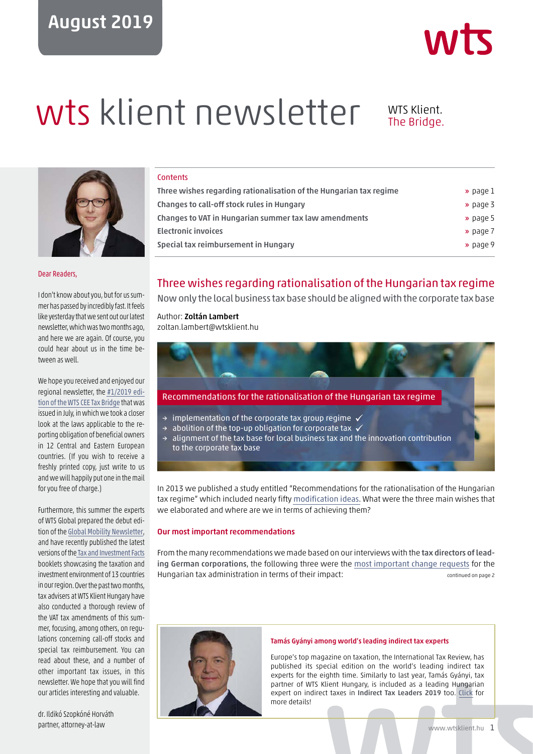August 2019

# wts klient newsletter

WTS Klient.
The Bridge.

## Contents

| | |
|---|---|
| Three wishes regarding rationalisation of the Hungarian tax regime | » page 1 |
| Changes to call-off stock rules in Hungary | » page 3 |
| Changes to VAT in Hungarian summer tax law amendments | » page 5 |
| Electronic invoices | » page 7 |
| Special tax reimbursement in Hungary | » page 9 |

Dear Readers,

I don't know about you, but for us summer has passed by incredibly fast. It feels like yesterday that we sent out our latest newsletter, which was two months ago, and here we are again. Of course, you could hear about us in the time between as well.

We hope you received and enjoyed our regional newsletter, the #1/2019 edition of the WTS CEE Tax Bridge that was issued in July, in which we took a closer look at the laws applicable to the reporting obligation of beneficial owners in 12 Central and Eastern European countries. (If you wish to receive a freshly printed copy, just write to us and we will happily put one in the mail for you free of charge.)

Furthermore, this summer the experts of WTS Global prepared the debut edition of the Global Mobility Newsletter, and have recently published the latest versions of the Tax and Investment Facts booklets showcasing the taxation and investment environment of 13 countries in our region. Over the past two months, tax advisers at WTS Klient Hungary have also conducted a thorough review of the VAT tax amendments of this summer, focusing, among others, on regulations concerning call-off stocks and special tax reimbursement. You can read about these, and a number of other important tax issues, in this newsletter. We hope that you will find our articles interesting and valuable.

dr. Ildikó Szopkóné Horváth
partner, attorney-at-law

## Three wishes regarding rationalisation of the Hungarian tax regime

Now only the local business tax base should be aligned with the corporate tax base

Author: **Zoltán Lambert**
zoltan.lambert@wtsklient.hu

**Recommendations for the rationalisation of the Hungarian tax regime**

- implementation of the corporate tax group regime ✓
- abolition of the top-up obligation for corporate tax ✓
- alignment of the tax base for local business tax and the innovation contribution to the corporate tax base

In 2013 we published a study entitled "Recommendations for the rationalisation of the Hungarian tax regime" which included nearly fifty modification ideas. What were the three main wishes that we elaborated and where are we in terms of achieving them?

### Our most important recommendations

From the many recommendations we made based on our interviews with the **tax directors of leading German corporations**, the following three were the most important change requests for the Hungarian tax administration in terms of their impact:

continued on page 2

**Tamás Gyányi among world's leading indirect tax experts**

Europe's top magazine on taxation, the International Tax Review, has published its special edition on the world's leading indirect tax experts for the eighth time. Similarly to last year, Tamás Gyányi, tax partner of WTS Klient Hungary, is included as a leading Hungarian expert on indirect taxes in **Indirect Tax Leaders 2019** too. Click for more details!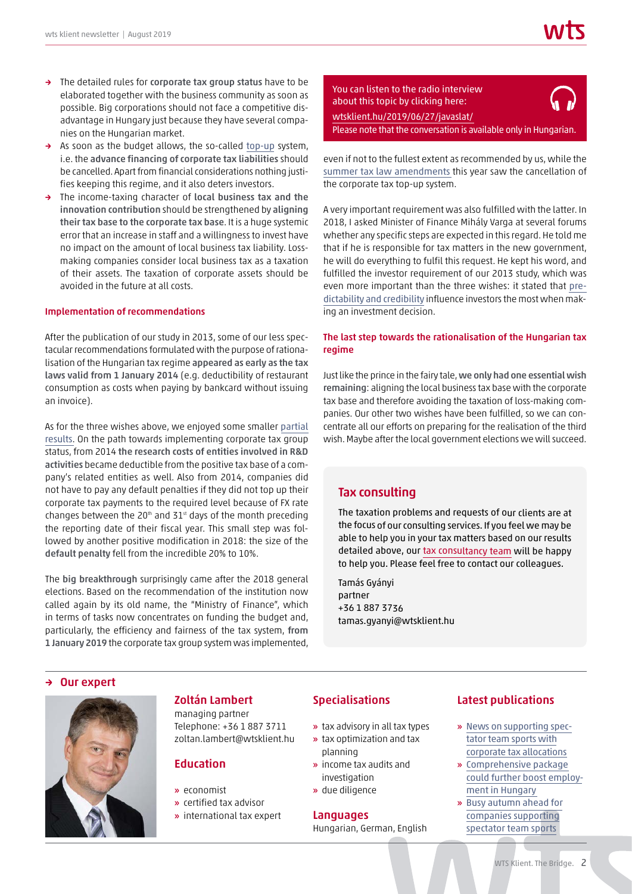- The detailed rules for **corporate tax group status** have to be elaborated together with the business community as soon as possible. Big corporations should not face a competitive disadvantage in Hungary just because they have several companies on the Hungarian market.
- As soon as the budget allows, the so-called top-up system, i.e. the **advance financing of corporate tax liabilities** should be cancelled. Apart from financial considerations nothing justifies keeping this regime, and it also deters investors.
- The income-taxing character of **local business tax and the innovation contribution** should be strengthened by **aligning their tax base to the corporate tax base**. It is a huge systemic error that an increase in staff and a willingness to invest have no impact on the amount of local business tax liability. Loss-making companies consider local business tax as a taxation of their assets. The taxation of corporate assets should be avoided in the future at all costs.

### Implementation of recommendations

After the publication of our study in 2013, some of our less spectacular recommendations formulated with the purpose of rationalisation of the Hungarian tax regime **appeared as early as the tax laws valid from 1 January 2014** (e.g. deductibility of restaurant consumption as costs when paying by bankcard without issuing an invoice).

As for the three wishes above, we enjoyed some smaller partial results. On the path towards implementing corporate tax group status, from 2014 **the research costs of entities involved in R&D activities** became deductible from the positive tax base of a company's related entities as well. Also from 2014, companies did not have to pay any default penalties if they did not top up their corporate tax payments to the required level because of FX rate changes between the 20th and 31st days of the month preceding the reporting date of their fiscal year. This small step was followed by another positive modification in 2018: the size of the **default penalty** fell from the incredible 20% to 10%.

The **big breakthrough** surprisingly came after the 2018 general elections. Based on the recommendation of the institution now called again by its old name, the "Ministry of Finance", which in terms of tasks now concentrates on funding the budget and, particularly, the efficiency and fairness of the tax system, **from 1 January 2019** the corporate tax group system was implemented,

> You can listen to the radio interview about this topic by clicking here:
> wtsklient.hu/2019/06/27/javaslat/
> Please note that the conversation is available only in Hungarian.

even if not to the fullest extent as recommended by us, while the summer tax law amendments this year saw the cancellation of the corporate tax top-up system.

A very important requirement was also fulfilled with the latter. In 2018, I asked Minister of Finance Mihály Varga at several forums whether any specific steps are expected in this regard. He told me that if he is responsible for tax matters in the new government, he will do everything to fulfil this request. He kept his word, and fulfilled the investor requirement of our 2013 study, which was even more important than the three wishes: it stated that predictability and credibility influence investors the most when making an investment decision.

### The last step towards the rationalisation of the Hungarian tax regime

Just like the prince in the fairy tale, **we only had one essential wish remaining**: aligning the local business tax base with the corporate tax base and therefore avoiding the taxation of loss-making companies. Our other two wishes have been fulfilled, so we can concentrate all our efforts on preparing for the realisation of the third wish. Maybe after the local government elections we will succeed.

## Tax consulting

The taxation problems and requests of our clients are at the focus of our consulting services. If you feel we may be able to help you in your tax matters based on our results detailed above, our tax consultancy team will be happy to help you. Please feel free to contact our colleagues.

Tamás Gyányi
partner
+36 1 887 3736
tamas.gyanyi@wtsklient.hu

## Our expert

### Zoltán Lambert

managing partner
Telephone: +36 1 887 3711
zoltan.lambert@wtsklient.hu

### Education

- economist
- certified tax advisor
- international tax expert

### Specialisations

- tax advisory in all tax types
- tax optimization and tax planning
- income tax audits and investigation
- due diligence

### Languages

Hungarian, German, English

### Latest publications

- News on supporting spectator team sports with corporate tax allocations
- Comprehensive package could further boost employment in Hungary
- Busy autumn ahead for companies supporting spectator team sports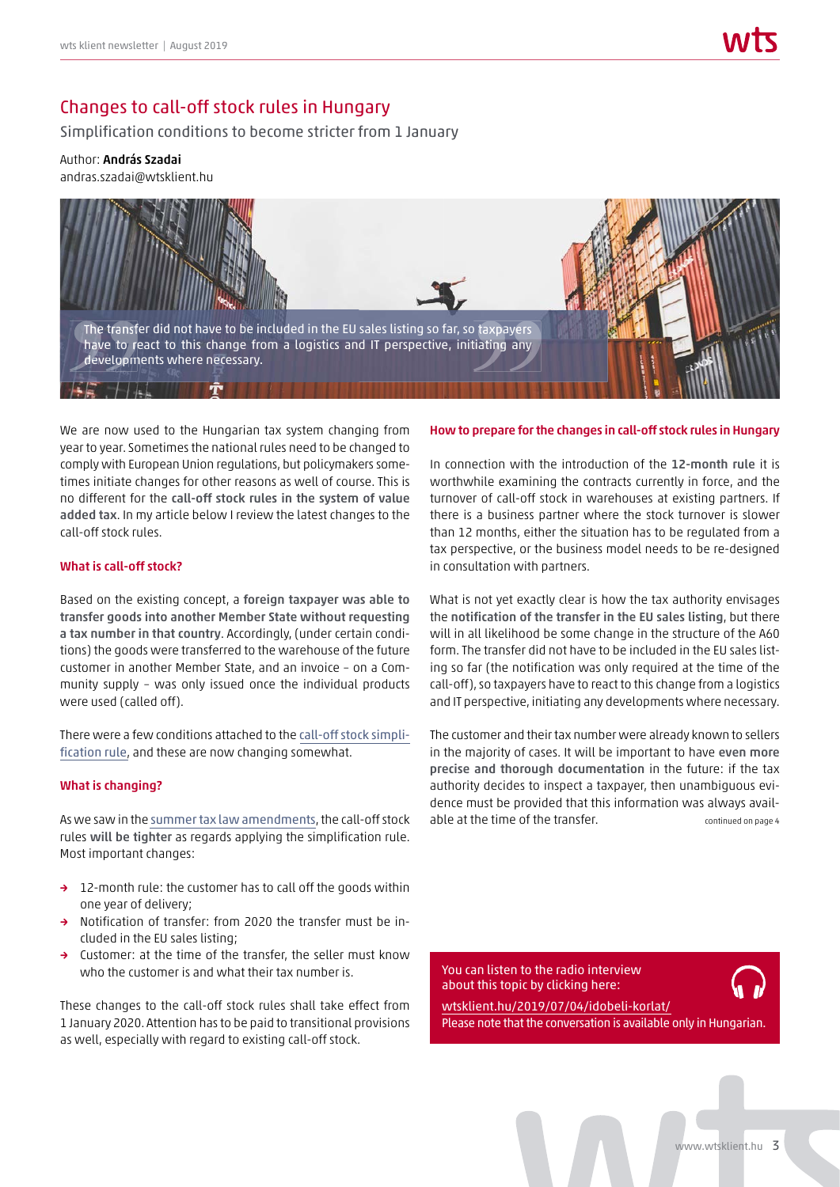# Changes to call-off stock rules in Hungary

Simplification conditions to become stricter from 1 January

Author: **András Szadai**
andras.szadai@wtsklient.hu

> The transfer did not have to be included in the EU sales listing so far, so taxpayers have to react to this change from a logistics and IT perspective, initiating any developments where necessary.

We are now used to the Hungarian tax system changing from year to year. Sometimes the national rules need to be changed to comply with European Union regulations, but policymakers sometimes initiate changes for other reasons as well of course. This is no different for the **call-off stock rules in the system of value added tax**. In my article below I review the latest changes to the call-off stock rules.

### What is call-off stock?

Based on the existing concept, a **foreign taxpayer was able to transfer goods into another Member State without requesting a tax number in that country**. Accordingly, (under certain conditions) the goods were transferred to the warehouse of the future customer in another Member State, and an invoice – on a Community supply – was only issued once the individual products were used (called off).

There were a few conditions attached to the call-off stock simplification rule, and these are now changing somewhat.

### What is changing?

As we saw in the summer tax law amendments, the call-off stock rules **will be tighter** as regards applying the simplification rule. Most important changes:

- 12-month rule: the customer has to call off the goods within one year of delivery;
- Notification of transfer: from 2020 the transfer must be included in the EU sales listing;
- Customer: at the time of the transfer, the seller must know who the customer is and what their tax number is.

These changes to the call-off stock rules shall take effect from 1 January 2020. Attention has to be paid to transitional provisions as well, especially with regard to existing call-off stock.

### How to prepare for the changes in call-off stock rules in Hungary

In connection with the introduction of the **12-month rule** it is worthwhile examining the contracts currently in force, and the turnover of call-off stock in warehouses at existing partners. If there is a business partner where the stock turnover is slower than 12 months, either the situation has to be regulated from a tax perspective, or the business model needs to be re-designed in consultation with partners.

What is not yet exactly clear is how the tax authority envisages the **notification of the transfer in the EU sales listing**, but there will in all likelihood be some change in the structure of the A60 form. The transfer did not have to be included in the EU sales listing so far (the notification was only required at the time of the call-off), so taxpayers have to react to this change from a logistics and IT perspective, initiating any developments where necessary.

The customer and their tax number were already known to sellers in the majority of cases. It will be important to have **even more precise and thorough documentation** in the future: if the tax authority decides to inspect a taxpayer, then unambiguous evidence must be provided that this information was always available at the time of the transfer.

continued on page 4

You can listen to the radio interview about this topic by clicking here:
wtsklient.hu/2019/07/04/idobeli-korlat/
Please note that the conversation is available only in Hungarian.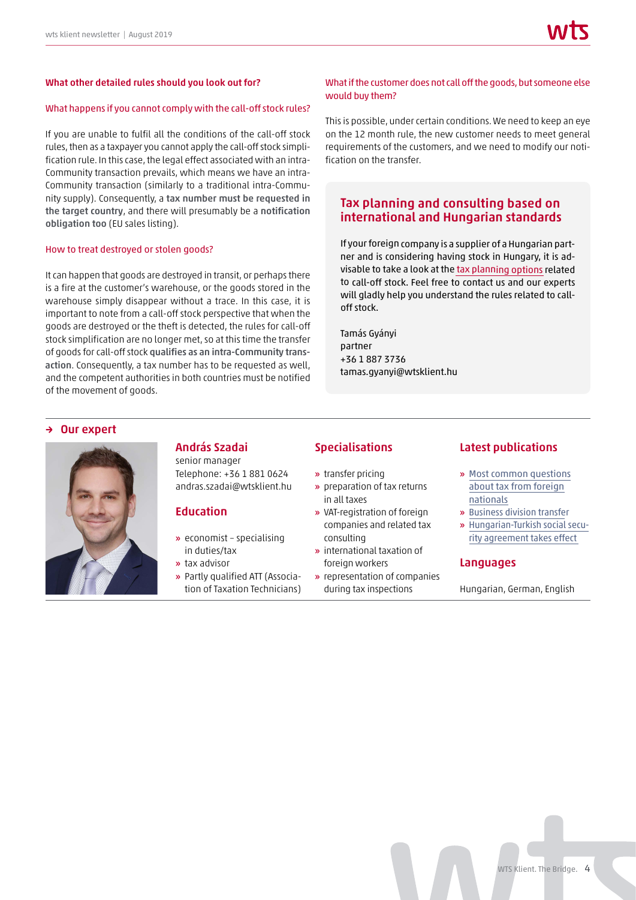### What other detailed rules should you look out for?

#### What happens if you cannot comply with the call-off stock rules?

If you are unable to fulfil all the conditions of the call-off stock rules, then as a taxpayer you cannot apply the call-off stock simplification rule. In this case, the legal effect associated with an intra-Community transaction prevails, which means we have an intra-Community transaction (similarly to a traditional intra-Community supply). Consequently, a **tax number must be requested in the target country**, and there will presumably be a **notification obligation too** (EU sales listing).

#### How to treat destroyed or stolen goods?

It can happen that goods are destroyed in transit, or perhaps there is a fire at the customer's warehouse, or the goods stored in the warehouse simply disappear without a trace. In this case, it is important to note from a call-off stock perspective that when the goods are destroyed or the theft is detected, the rules for call-off stock simplification are no longer met, so at this time the transfer of goods for call-off stock **qualifies as an intra-Community transaction**. Consequently, a tax number has to be requested as well, and the competent authorities in both countries must be notified of the movement of goods.

#### What if the customer does not call off the goods, but someone else would buy them?

This is possible, under certain conditions. We need to keep an eye on the 12 month rule, the new customer needs to meet general requirements of the customers, and we need to modify our notification on the transfer.

## Tax planning and consulting based on international and Hungarian standards

If your foreign company is a supplier of a Hungarian partner and is considering having stock in Hungary, it is advisable to take a look at the tax planning options related to call-off stock. Feel free to contact us and our experts will gladly help you understand the rules related to call-off stock.

Tamás Gyányi
partner
+36 1 887 3736
tamas.gyanyi@wtsklient.hu

## → Our expert

### András Szadai

senior manager
Telephone: +36 1 881 0624
andras.szadai@wtsklient.hu

### Education

- economist – specialising in duties/tax
- tax advisor
- Partly qualified ATT (Association of Taxation Technicians)

### Specialisations

- transfer pricing
- preparation of tax returns in all taxes
- VAT-registration of foreign companies and related tax consulting
- international taxation of foreign workers
- representation of companies during tax inspections

### Latest publications

- Most common questions about tax from foreign nationals
- Business division transfer
- Hungarian-Turkish social security agreement takes effect

### Languages

Hungarian, German, English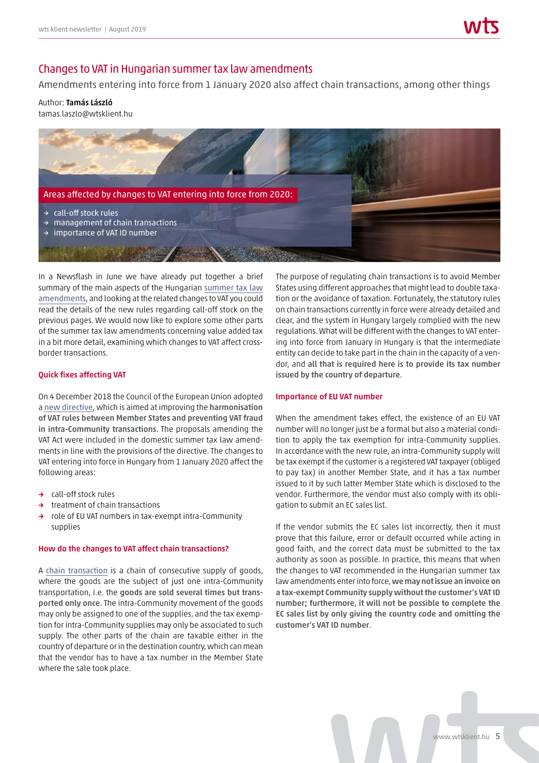# Changes to VAT in Hungarian summer tax law amendments

Amendments entering into force from 1 January 2020 also affect chain transactions, among other things

Author: **Tamás László**
tamas.laszlo@wtsklient.hu

Areas affected by changes to VAT entering into force from 2020:

- call-off stock rules
- management of chain transactions
- importance of VAT ID number

In a Newsflash in June we have already put together a brief summary of the main aspects of the Hungarian summer tax law amendments, and looking at the related changes to VAT you could read the details of the new rules regarding call-off stock on the previous pages. We would now like to explore some other parts of the summer tax law amendments concerning value added tax in a bit more detail, examining which changes to VAT affect cross-border transactions.

### Quick fixes affecting VAT

On 4 December 2018 the Council of the European Union adopted a new directive, which is aimed at improving the **harmonisation of VAT rules between Member States and preventing VAT fraud in intra-Community transactions**. The proposals amending the VAT Act were included in the domestic summer tax law amendments in line with the provisions of the directive. The changes to VAT entering into force in Hungary from 1 January 2020 affect the following areas:

- call-off stock rules
- treatment of chain transactions
- role of EU VAT numbers in tax-exempt intra-Community supplies

### How do the changes to VAT affect chain transactions?

A chain transaction is a chain of consecutive supply of goods, where the goods are the subject of just one intra-Community transportation, i.e. the **goods are sold several times but transported only once**. The intra-Community movement of the goods may only be assigned to one of the supplies, and the tax exemption for intra-Community supplies may only be associated to such supply. The other parts of the chain are taxable either in the country of departure or in the destination country, which can mean that the vendor has to have a tax number in the Member State where the sale took place.

The purpose of regulating chain transactions is to avoid Member States using different approaches that might lead to double taxation or the avoidance of taxation. Fortunately, the statutory rules on chain transactions currently in force were already detailed and clear, and the system in Hungary largely complied with the new regulations. What will be different with the changes to VAT entering into force from January in Hungary is that the intermediate entity can decide to take part in the chain in the capacity of a vendor, and **all that is required here is to provide its tax number issued by the country of departure**.

### Importance of EU VAT number

When the amendment takes effect, the existence of an EU VAT number will no longer just be a formal but also a material condition to apply the tax exemption for intra-Community supplies. In accordance with the new rule, an intra-Community supply will be tax exempt if the customer is a registered VAT taxpayer (obliged to pay tax) in another Member State, and it has a tax number issued to it by such latter Member State which is disclosed to the vendor. Furthermore, the vendor must also comply with its obligation to submit an EC sales list.

If the vendor submits the EC sales list incorrectly, then it must prove that this failure, error or default occurred while acting in good faith, and the correct data must be submitted to the tax authority as soon as possible. In practice, this means that when the changes to VAT recommended in the Hungarian summer tax law amendments enter into force, **we may not issue an invoice on a tax-exempt Community supply without the customer's VAT ID number; furthermore, it will not be possible to complete the EC sales list by only giving the country code and omitting the customer's VAT ID number**.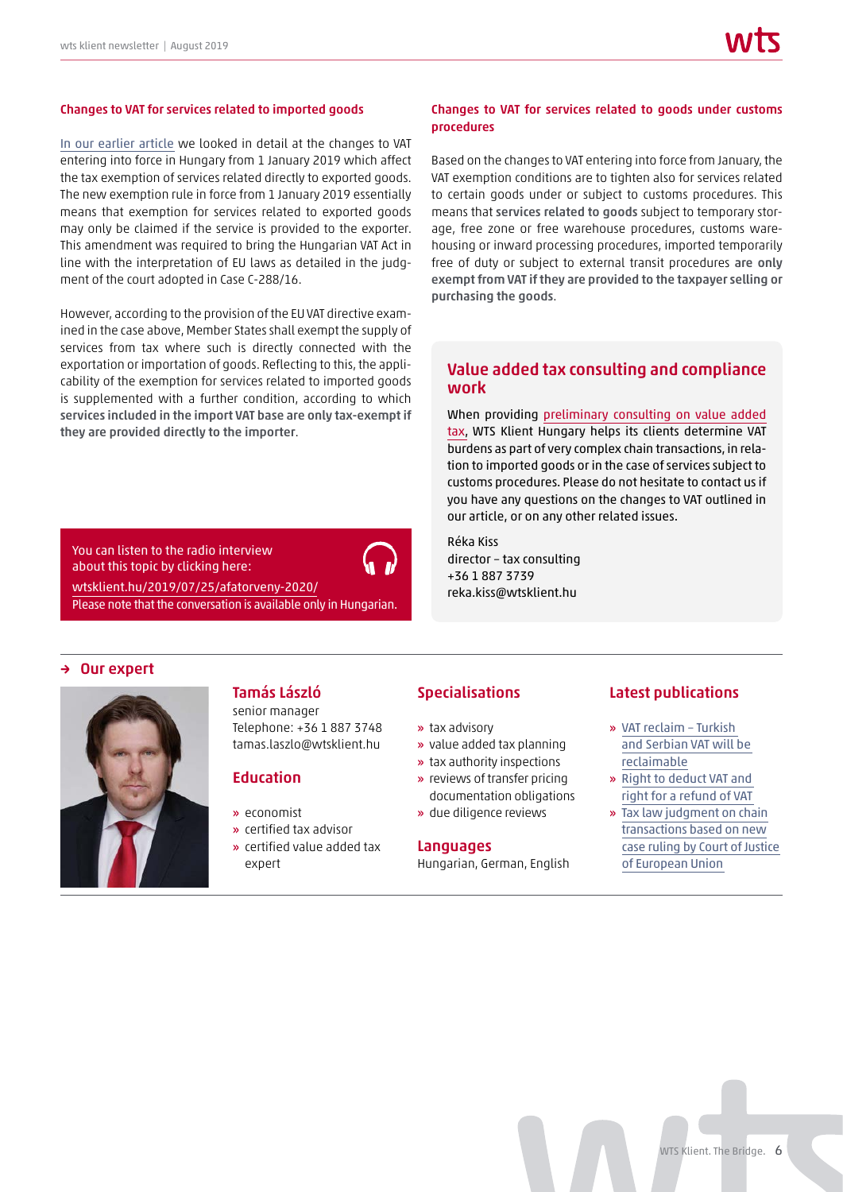### Changes to VAT for services related to imported goods

In our earlier article we looked in detail at the changes to VAT entering into force in Hungary from 1 January 2019 which affect the tax exemption of services related directly to exported goods. The new exemption rule in force from 1 January 2019 essentially means that exemption for services related to exported goods may only be claimed if the service is provided to the exporter. This amendment was required to bring the Hungarian VAT Act in line with the interpretation of EU laws as detailed in the judgment of the court adopted in Case C-288/16.

However, according to the provision of the EU VAT directive examined in the case above, Member States shall exempt the supply of services from tax where such is directly connected with the exportation or importation of goods. Reflecting to this, the applicability of the exemption for services related to imported goods is supplemented with a further condition, according to which **services included in the import VAT base are only tax-exempt if they are provided directly to the importer**.

### Changes to VAT for services related to goods under customs procedures

Based on the changes to VAT entering into force from January, the VAT exemption conditions are to tighten also for services related to certain goods under or subject to customs procedures. This means that **services related to goods** subject to temporary storage, free zone or free warehouse procedures, customs warehousing or inward processing procedures, imported temporarily free of duty or subject to external transit procedures **are only exempt from VAT if they are provided to the taxpayer selling or purchasing the goods**.

You can listen to the radio interview about this topic by clicking here:
wtsklient.hu/2019/07/25/afatorveny-2020/
Please note that the conversation is available only in Hungarian.

## Value added tax consulting and compliance work

When providing preliminary consulting on value added tax, WTS Klient Hungary helps its clients determine VAT burdens as part of very complex chain transactions, in relation to imported goods or in the case of services subject to customs procedures. Please do not hesitate to contact us if you have any questions on the changes to VAT outlined in our article, or on any other related issues.

Réka Kiss
director – tax consulting
+36 1 887 3739
reka.kiss@wtsklient.hu

## → Our expert

### Tamás László

senior manager
Telephone: +36 1 887 3748
tamas.laszlo@wtsklient.hu

### Education

- economist
- certified tax advisor
- certified value added tax expert

### Specialisations

- tax advisory
- value added tax planning
- tax authority inspections
- reviews of transfer pricing documentation obligations
- due diligence reviews

### Languages

Hungarian, German, English

### Latest publications

- VAT reclaim – Turkish and Serbian VAT will be reclaimable
- Right to deduct VAT and right for a refund of VAT
- Tax law judgment on chain transactions based on new case ruling by Court of Justice of European Union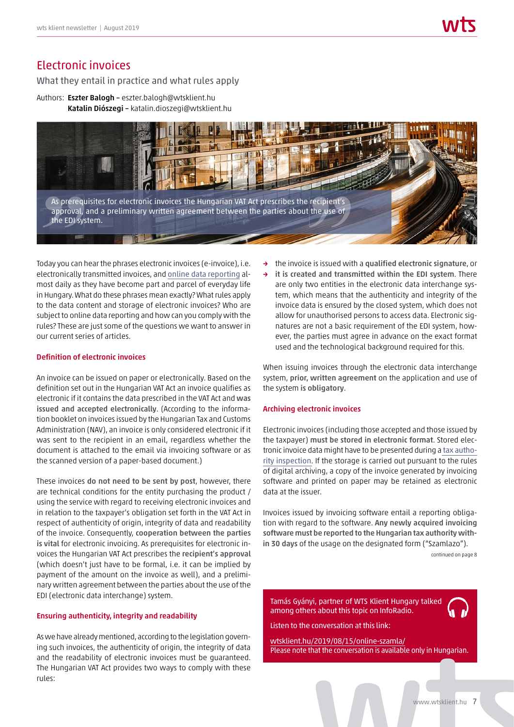# Electronic invoices

What they entail in practice and what rules apply

Authors: **Eszter Balogh** – eszter.balogh@wtsklient.hu
**Katalin Diószegi** – katalin.dioszegi@wtsklient.hu

> As prerequisites for electronic invoices the Hungarian VAT Act prescribes the recipient's approval, and a preliminary written agreement between the parties about the use of the EDI system.

Today you can hear the phrases electronic invoices (e-invoice), i.e. electronically transmitted invoices, and online data reporting almost daily as they have become part and parcel of everyday life in Hungary. What do these phrases mean exactly? What rules apply to the data content and storage of electronic invoices? Who are subject to online data reporting and how can you comply with the rules? These are just some of the questions we want to answer in our current series of articles.

### Definition of electronic invoices

An invoice can be issued on paper or electronically. Based on the definition set out in the Hungarian VAT Act an invoice qualifies as electronic if it contains the data prescribed in the VAT Act and **was issued and accepted electronically**. (According to the information booklet on invoices issued by the Hungarian Tax and Customs Administration (NAV), an invoice is only considered electronic if it was sent to the recipient in an email, regardless whether the document is attached to the email via invoicing software or as the scanned version of a paper-based document.)

These invoices **do not need to be sent by post**, however, there are technical conditions for the entity purchasing the product / using the service with regard to receiving electronic invoices and in relation to the taxpayer's obligation set forth in the VAT Act in respect of authenticity of origin, integrity of data and readability of the invoice. Consequently, **cooperation between the parties is vital** for electronic invoicing. As prerequisites for electronic invoices the Hungarian VAT Act prescribes the **recipient's approval** (which doesn't just have to be formal, i.e. it can be implied by payment of the amount on the invoice as well), and a preliminary written agreement between the parties about the use of the EDI (electronic data interchange) system.

### Ensuring authenticity, integrity and readability

As we have already mentioned, according to the legislation governing such invoices, the authenticity of origin, the integrity of data and the readability of electronic invoices must be guaranteed. The Hungarian VAT Act provides two ways to comply with these rules:

- the invoice is issued with a **qualified electronic signature**, or
- **it is created and transmitted within the EDI system**. There are only two entities in the electronic data interchange system, which means that the authenticity and integrity of the invoice data is ensured by the closed system, which does not allow for unauthorised persons to access data. Electronic signatures are not a basic requirement of the EDI system, however, the parties must agree in advance on the exact format used and the technological background required for this.

When issuing invoices through the electronic data interchange system, **prior, written agreement** on the application and use of the system **is obligatory**.

### Archiving electronic invoices

Electronic invoices (including those accepted and those issued by the taxpayer) **must be stored in electronic format**. Stored electronic invoice data might have to be presented during a tax authority inspection. If the storage is carried out pursuant to the rules of digital archiving, a copy of the invoice generated by invoicing software and printed on paper may be retained as electronic data at the issuer.

Invoices issued by invoicing software entail a reporting obligation with regard to the software. **Any newly acquired invoicing software must be reported to the Hungarian tax authority within 30 days** of the usage on the designated form ("Szamlazo").

continued on page 8

Tamás Gyányi, partner of WTS Klient Hungary talked among others about this topic on InfoRadio.

Listen to the conversation at this link:

wtsklient.hu/2019/08/15/online-szamla/
Please note that the conversation is available only in Hungarian.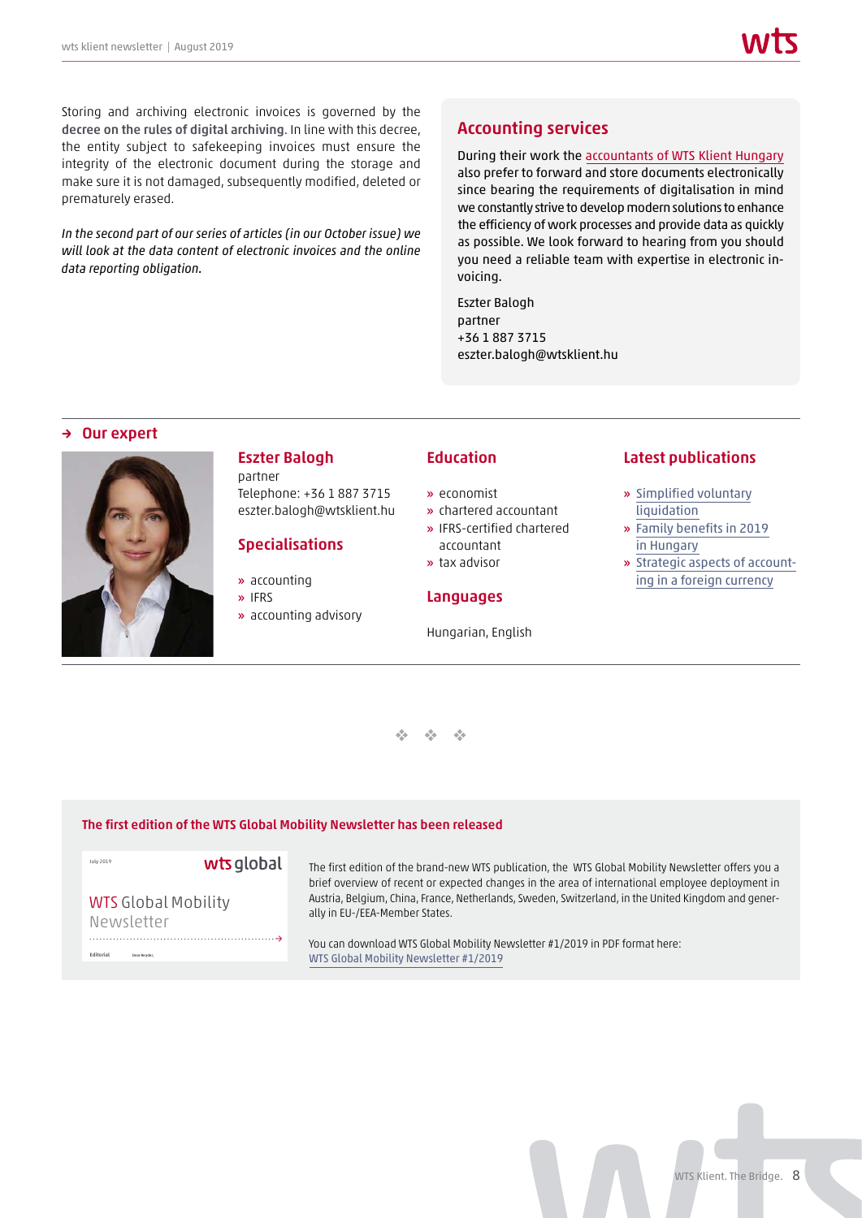Storing and archiving electronic invoices is governed by the **decree on the rules of digital archiving**. In line with this decree, the entity subject to safekeeping invoices must ensure the integrity of the electronic document during the storage and make sure it is not damaged, subsequently modified, deleted or prematurely erased.

*In the second part of our series of articles (in our October issue) we will look at the data content of electronic invoices and the online data reporting obligation.*

## Accounting services

During their work the accountants of WTS Klient Hungary also prefer to forward and store documents electronically since bearing the requirements of digitalisation in mind we constantly strive to develop modern solutions to enhance the efficiency of work processes and provide data as quickly as possible. We look forward to hearing from you should you need a reliable team with expertise in electronic invoicing.

Eszter Balogh
partner
+36 1 887 3715
eszter.balogh@wtsklient.hu

## → Our expert

### Eszter Balogh

partner
Telephone: +36 1 887 3715
eszter.balogh@wtsklient.hu

### Specialisations

- accounting
- IFRS
- accounting advisory

### Education

- economist
- chartered accountant
- IFRS-certified chartered accountant
- tax advisor

### Languages

Hungarian, English

### Latest publications

- Simplified voluntary liquidation
- Family benefits in 2019 in Hungary
- Strategic aspects of accounting in a foreign currency

❖ ❖ ❖

**The first edition of the WTS Global Mobility Newsletter has been released**

The first edition of the brand-new WTS publication, the WTS Global Mobility Newsletter offers you a brief overview of recent or expected changes in the area of international employee deployment in Austria, Belgium, China, France, Netherlands, Sweden, Switzerland, in the United Kingdom and generally in EU-/EEA-Member States.

You can download WTS Global Mobility Newsletter #1/2019 in PDF format here:
WTS Global Mobility Newsletter #1/2019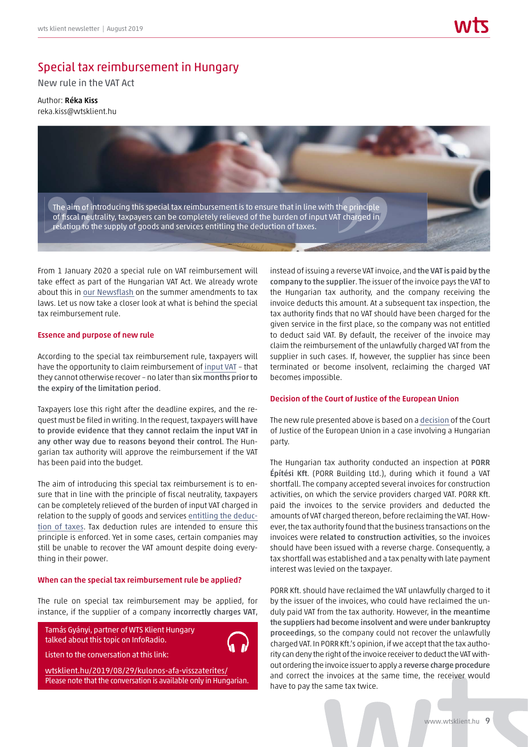# Special tax reimbursement in Hungary

New rule in the VAT Act

Author: **Réka Kiss**
reka.kiss@wtsklient.hu

> The aim of introducing this special tax reimbursement is to ensure that in line with the principle of fiscal neutrality, taxpayers can be completely relieved of the burden of input VAT charged in relation to the supply of goods and services entitling the deduction of taxes.

From 1 January 2020 a special rule on VAT reimbursement will take effect as part of the Hungarian VAT Act. We already wrote about this in our Newsflash on the summer amendments to tax laws. Let us now take a closer look at what is behind the special tax reimbursement rule.

### Essence and purpose of new rule

According to the special tax reimbursement rule, taxpayers will have the opportunity to claim reimbursement of input VAT – that they cannot otherwise recover – no later than **six months prior to the expiry of the limitation period**.

Taxpayers lose this right after the deadline expires, and the request must be filed in writing. In the request, taxpayers **will have to provide evidence that they cannot reclaim the input VAT in any other way due to reasons beyond their control**. The Hungarian tax authority will approve the reimbursement if the VAT has been paid into the budget.

The aim of introducing this special tax reimbursement is to ensure that in line with the principle of fiscal neutrality, taxpayers can be completely relieved of the burden of input VAT charged in relation to the supply of goods and services entitling the deduction of taxes. Tax deduction rules are intended to ensure this principle is enforced. Yet in some cases, certain companies may still be unable to recover the VAT amount despite doing everything in their power.

### When can the special tax reimbursement rule be applied?

The rule on special tax reimbursement may be applied, for instance, if the supplier of a company **incorrectly charges VAT**, instead of issuing a reverse VAT invoice, and **the VAT is paid by the company to the supplier**. The issuer of the invoice pays the VAT to the Hungarian tax authority, and the company receiving the invoice deducts this amount. At a subsequent tax inspection, the tax authority finds that no VAT should have been charged for the given service in the first place, so the company was not entitled to deduct said VAT. By default, the receiver of the invoice may claim the reimbursement of the unlawfully charged VAT from the supplier in such cases. If, however, the supplier has since been terminated or become insolvent, reclaiming the charged VAT becomes impossible.

> Tamás Gyányi, partner of WTS Klient Hungary talked about this topic on InfoRadio.
>
> Listen to the conversation at this link:
>
> wtsklient.hu/2019/08/29/kulonos-afa-visszaterites/
> Please note that the conversation is available only in Hungarian.

### Decision of the Court of Justice of the European Union

The new rule presented above is based on a decision of the Court of Justice of the European Union in a case involving a Hungarian party.

The Hungarian tax authority conducted an inspection at **PORR Építési Kft**. (PORR Building Ltd.), during which it found a VAT shortfall. The company accepted several invoices for construction activities, on which the service providers charged VAT. PORR Kft. paid the invoices to the service providers and deducted the amounts of VAT charged thereon, before reclaiming the VAT. However, the tax authority found that the business transactions on the invoices were **related to construction activities**, so the invoices should have been issued with a reverse charge. Consequently, a tax shortfall was established and a tax penalty with late payment interest was levied on the taxpayer.

PORR Kft. should have reclaimed the VAT unlawfully charged to it by the issuer of the invoices, who could have reclaimed the unduly paid VAT from the tax authority. However, **in the meantime the suppliers had become insolvent and were under bankruptcy proceedings**, so the company could not recover the unlawfully charged VAT. In PORR Kft.'s opinion, if we accept that the tax authority can deny the right of the invoice receiver to deduct the VAT without ordering the invoice issuer to apply a **reverse charge procedure** and correct the invoices at the same time, the receiver would have to pay the same tax twice.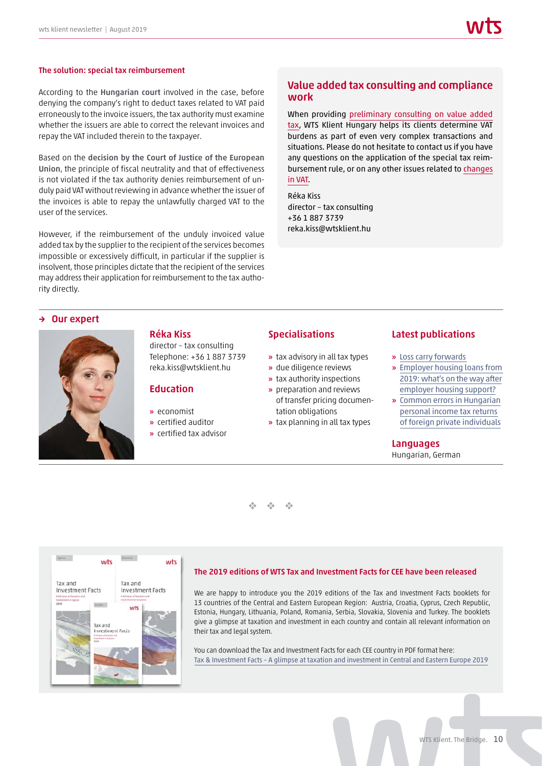### The solution: special tax reimbursement

According to the **Hungarian court** involved in the case, before denying the company's right to deduct taxes related to VAT paid erroneously to the invoice issuers, the tax authority must examine whether the issuers are able to correct the relevant invoices and repay the VAT included therein to the taxpayer.

Based on the **decision by the Court of Justice of the European Union**, the principle of fiscal neutrality and that of effectiveness is not violated if the tax authority denies reimbursement of unduly paid VAT without reviewing in advance whether the issuer of the invoices is able to repay the unlawfully charged VAT to the user of the services.

However, if the reimbursement of the unduly invoiced value added tax by the supplier to the recipient of the services becomes impossible or excessively difficult, in particular if the supplier is insolvent, those principles dictate that the recipient of the services may address their application for reimbursement to the tax authority directly.

## Value added tax consulting and compliance work

When providing preliminary consulting on value added tax, WTS Klient Hungary helps its clients determine VAT burdens as part of even very complex transactions and situations. Please do not hesitate to contact us if you have any questions on the application of the special tax reimbursement rule, or on any other issues related to changes in VAT.

Réka Kiss
director – tax consulting
+36 1 887 3739
reka.kiss@wtsklient.hu

## → Our expert

### Réka Kiss

director – tax consulting
Telephone: +36 1 887 3739
reka.kiss@wtsklient.hu

### Education

- economist
- certified auditor
- certified tax advisor

### Specialisations

- tax advisory in all tax types
- due diligence reviews
- tax authority inspections
- preparation and reviews of transfer pricing documentation obligations
- tax planning in all tax types

### Latest publications

- Loss carry forwards
- Employer housing loans from 2019: what's on the way after employer housing support?
- Common errors in Hungarian personal income tax returns of foreign private individuals

### Languages

Hungarian, German

❖ ❖ ❖

### The 2019 editions of WTS Tax and Investment Facts for CEE have been released

We are happy to introduce you the 2019 editions of the Tax and Investment Facts booklets for 13 countries of the Central and Eastern European Region: Austria, Croatia, Cyprus, Czech Republic, Estonia, Hungary, Lithuania, Poland, Romania, Serbia, Slovakia, Slovenia and Turkey. The booklets give a glimpse at taxation and investment in each country and contain all relevant information on their tax and legal system.

You can download the Tax and Investment Facts for each CEE country in PDF format here:
Tax & Investment Facts – A glimpse at taxation and investment in Central and Eastern Europe 2019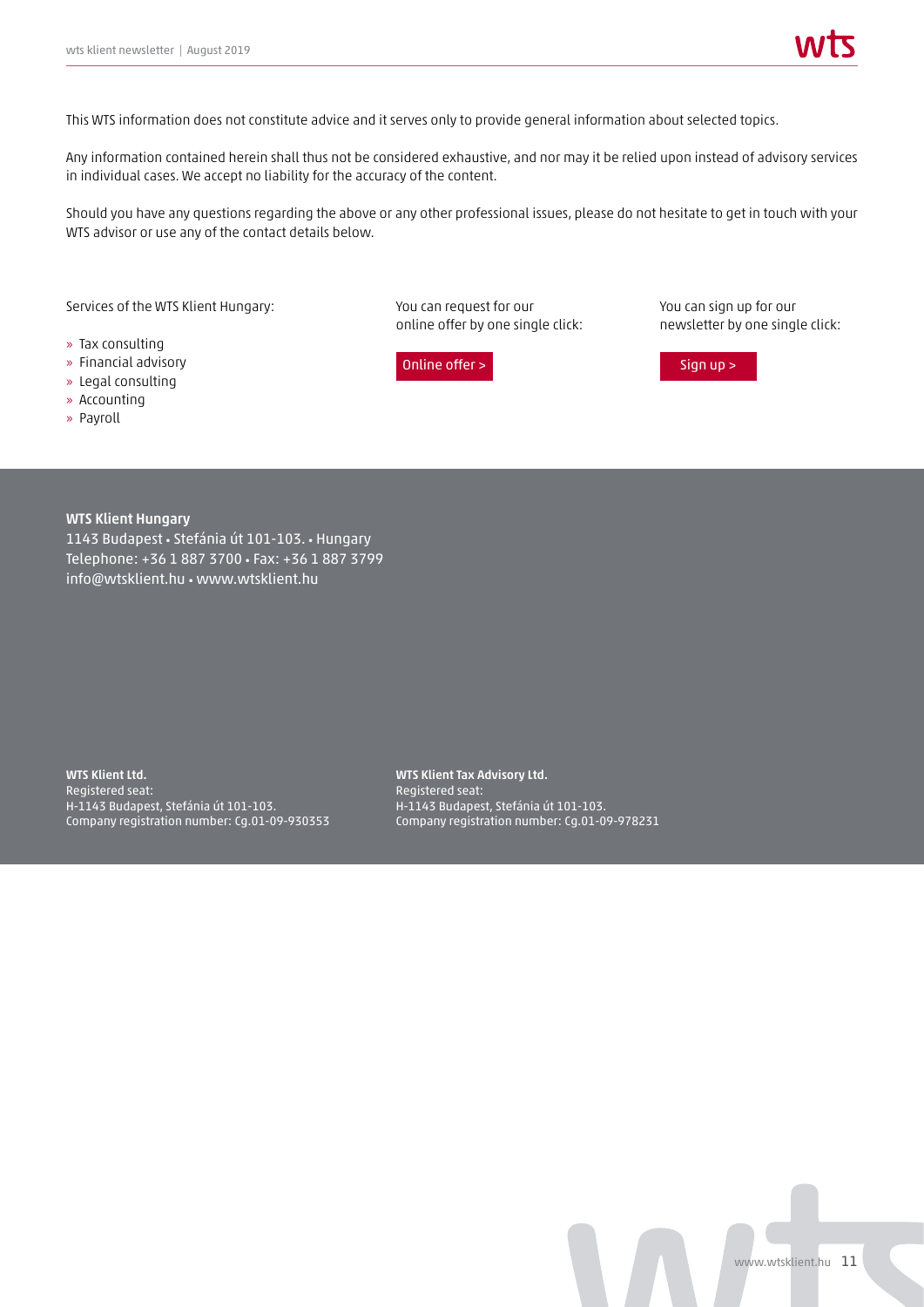This WTS information does not constitute advice and it serves only to provide general information about selected topics.

Any information contained herein shall thus not be considered exhaustive, and nor may it be relied upon instead of advisory services in individual cases. We accept no liability for the accuracy of the content.

Should you have any questions regarding the above or any other professional issues, please do not hesitate to get in touch with your WTS advisor or use any of the contact details below.

Services of the WTS Klient Hungary:

» Tax consulting
» Financial advisory
» Legal consulting
» Accounting
» Payroll

You can request for our online offer by one single click:

Online offer >

You can sign up for our newsletter by one single click:

Sign up >

**WTS Klient Hungary**
1143 Budapest • Stefánia út 101-103. • Hungary
Telephone: +36 1 887 3700 • Fax: +36 1 887 3799
info@wtsklient.hu • www.wtsklient.hu

**WTS Klient Ltd.**
Registered seat:
H-1143 Budapest, Stefánia út 101-103.
Company registration number: Cg.01-09-930353

**WTS Klient Tax Advisory Ltd.**
Registered seat:
H-1143 Budapest, Stefánia út 101-103.
Company registration number: Cg.01-09-978231